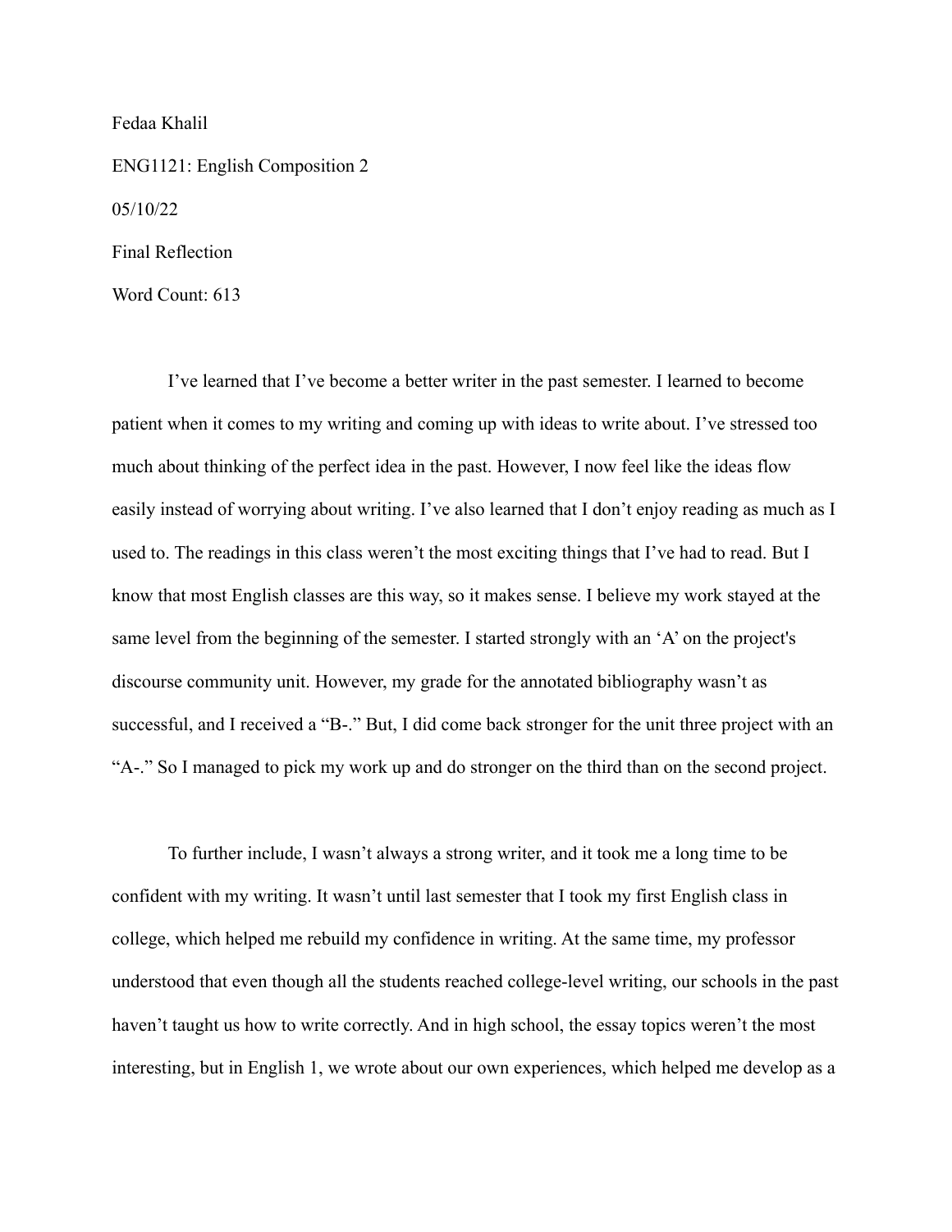Fedaa Khalil

ENG1121: English Composition 2

05/10/22

Final Reflection

Word Count: 613

I've learned that I've become a better writer in the past semester. I learned to become patient when it comes to my writing and coming up with ideas to write about. I've stressed too much about thinking of the perfect idea in the past. However, I now feel like the ideas flow easily instead of worrying about writing. I've also learned that I don't enjoy reading as much as I used to. The readings in this class weren't the most exciting things that I've had to read. But I know that most English classes are this way, so it makes sense. I believe my work stayed at the same level from the beginning of the semester. I started strongly with an 'A' on the project's discourse community unit. However, my grade for the annotated bibliography wasn't as successful, and I received a "B-." But, I did come back stronger for the unit three project with an "A-." So I managed to pick my work up and do stronger on the third than on the second project.

To further include, I wasn't always a strong writer, and it took me a long time to be confident with my writing. It wasn't until last semester that I took my first English class in college, which helped me rebuild my confidence in writing. At the same time, my professor understood that even though all the students reached college-level writing, our schools in the past haven't taught us how to write correctly. And in high school, the essay topics weren't the most interesting, but in English 1, we wrote about our own experiences, which helped me develop as a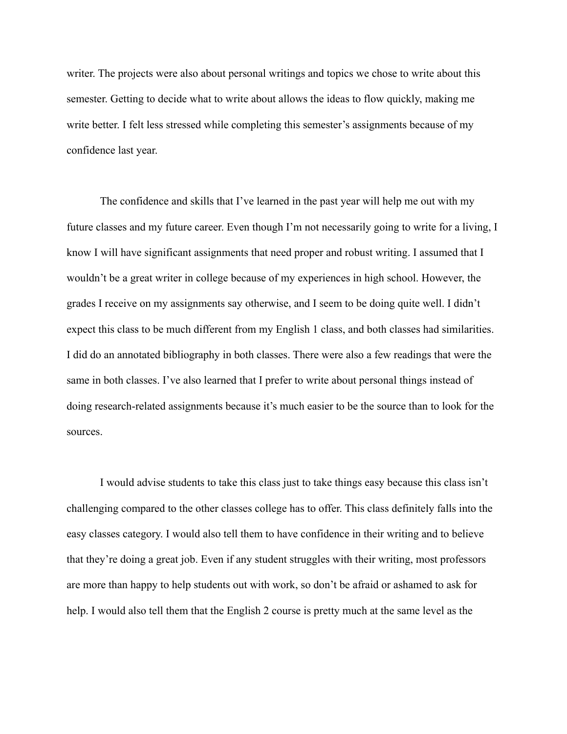writer. The projects were also about personal writings and topics we chose to write about this semester. Getting to decide what to write about allows the ideas to flow quickly, making me write better. I felt less stressed while completing this semester's assignments because of my confidence last year.

The confidence and skills that I've learned in the past year will help me out with my future classes and my future career. Even though I'm not necessarily going to write for a living, I know I will have significant assignments that need proper and robust writing. I assumed that I wouldn't be a great writer in college because of my experiences in high school. However, the grades I receive on my assignments say otherwise, and I seem to be doing quite well. I didn't expect this class to be much different from my English 1 class, and both classes had similarities. I did do an annotated bibliography in both classes. There were also a few readings that were the same in both classes. I've also learned that I prefer to write about personal things instead of doing research-related assignments because it's much easier to be the source than to look for the sources.

I would advise students to take this class just to take things easy because this class isn't challenging compared to the other classes college has to offer. This class definitely falls into the easy classes category. I would also tell them to have confidence in their writing and to believe that they're doing a great job. Even if any student struggles with their writing, most professors are more than happy to help students out with work, so don't be afraid or ashamed to ask for help. I would also tell them that the English 2 course is pretty much at the same level as the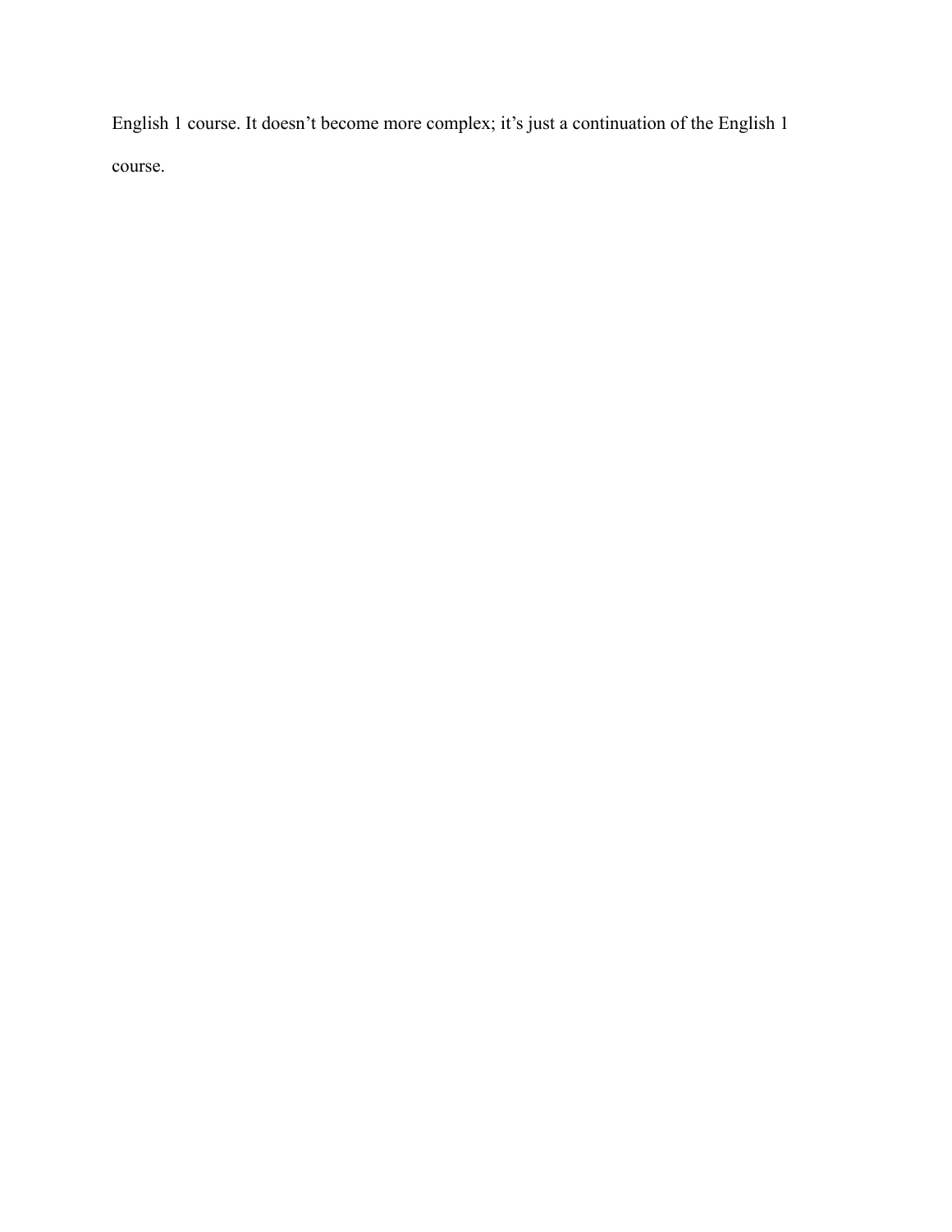English 1 course. It doesn't become more complex; it's just a continuation of the English 1 course.